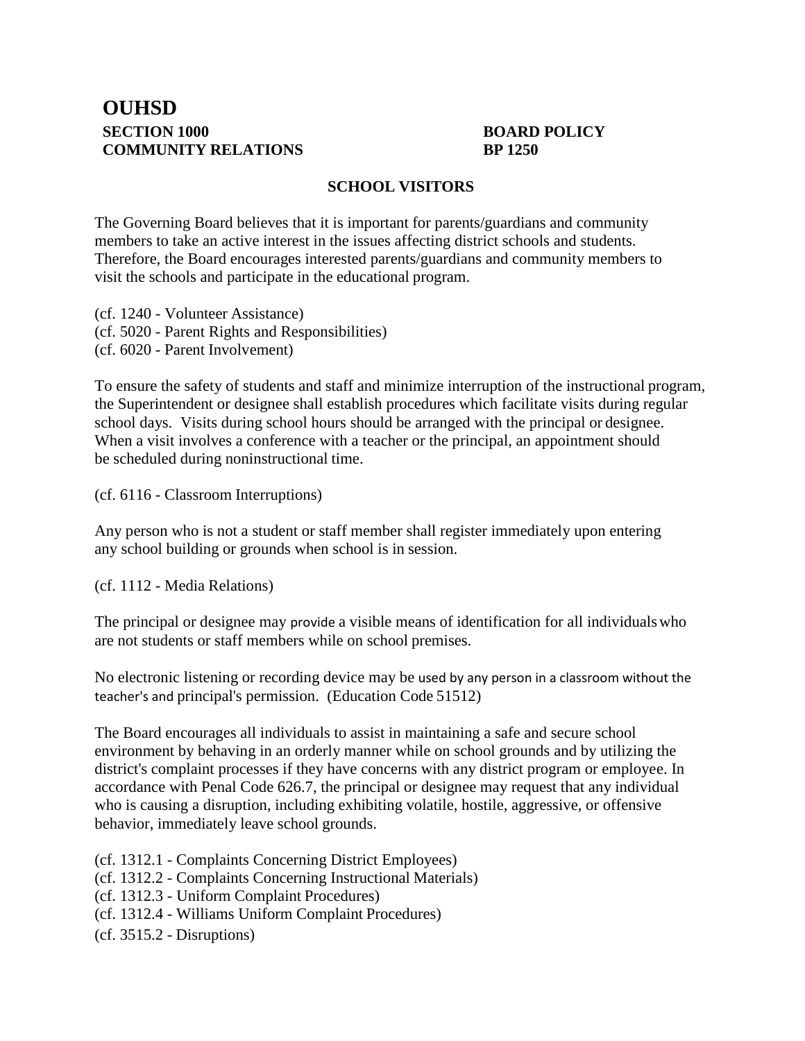# OUHSD

**SECTION 1000** **BOARD POLICY**
**COMMUNITY RELATIONS** **BP 1250**

## SCHOOL VISITORS

The Governing Board believes that it is important for parents/guardians and community members to take an active interest in the issues affecting district schools and students. Therefore, the Board encourages interested parents/guardians and community members to visit the schools and participate in the educational program.

(cf. 1240 - Volunteer Assistance)
(cf. 5020 - Parent Rights and Responsibilities)
(cf. 6020 - Parent Involvement)

To ensure the safety of students and staff and minimize interruption of the instructional program, the Superintendent or designee shall establish procedures which facilitate visits during regular school days. Visits during school hours should be arranged with the principal or designee. When a visit involves a conference with a teacher or the principal, an appointment should be scheduled during noninstructional time.

(cf. 6116 - Classroom Interruptions)

Any person who is not a student or staff member shall register immediately upon entering any school building or grounds when school is in session.

(cf. 1112 - Media Relations)

The principal or designee may provide a visible means of identification for all individuals who are not students or staff members while on school premises.

No electronic listening or recording device may be used by any person in a classroom without the teacher's and principal's permission. (Education Code 51512)

The Board encourages all individuals to assist in maintaining a safe and secure school environment by behaving in an orderly manner while on school grounds and by utilizing the district's complaint processes if they have concerns with any district program or employee. In accordance with Penal Code 626.7, the principal or designee may request that any individual who is causing a disruption, including exhibiting volatile, hostile, aggressive, or offensive behavior, immediately leave school grounds.

(cf. 1312.1 - Complaints Concerning District Employees)
(cf. 1312.2 - Complaints Concerning Instructional Materials)
(cf. 1312.3 - Uniform Complaint Procedures)
(cf. 1312.4 - Williams Uniform Complaint Procedures)
(cf. 3515.2 - Disruptions)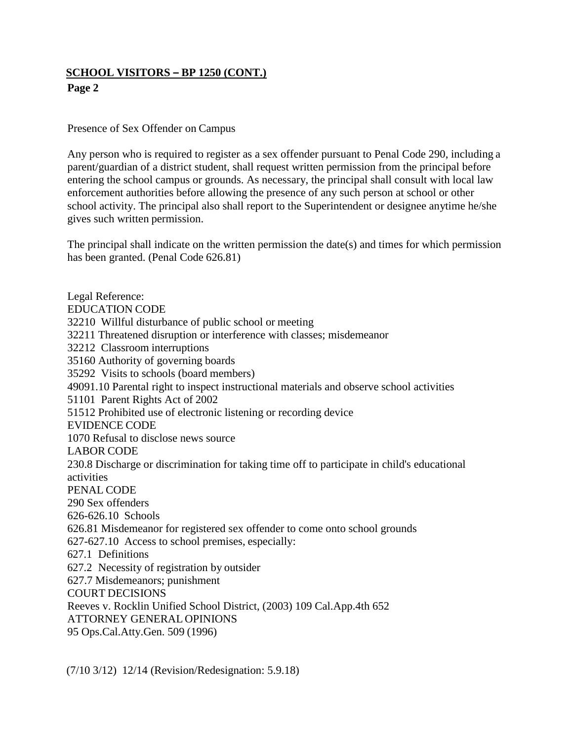**SCHOOL VISITORS – BP 1250 (CONT.)**

**Page 2**

Presence of Sex Offender on Campus

Any person who is required to register as a sex offender pursuant to Penal Code 290, including a parent/guardian of a district student, shall request written permission from the principal before entering the school campus or grounds. As necessary, the principal shall consult with local law enforcement authorities before allowing the presence of any such person at school or other school activity. The principal also shall report to the Superintendent or designee anytime he/she gives such written permission.

The principal shall indicate on the written permission the date(s) and times for which permission has been granted. (Penal Code 626.81)

Legal Reference:
EDUCATION CODE
32210 Willful disturbance of public school or meeting
32211 Threatened disruption or interference with classes; misdemeanor
32212 Classroom interruptions
35160 Authority of governing boards
35292 Visits to schools (board members)
49091.10 Parental right to inspect instructional materials and observe school activities
51101 Parent Rights Act of 2002
51512 Prohibited use of electronic listening or recording device
EVIDENCE CODE
1070 Refusal to disclose news source
LABOR CODE
230.8 Discharge or discrimination for taking time off to participate in child's educational activities
PENAL CODE
290 Sex offenders
626-626.10 Schools
626.81 Misdemeanor for registered sex offender to come onto school grounds
627-627.10 Access to school premises, especially:
627.1 Definitions
627.2 Necessity of registration by outsider
627.7 Misdemeanors; punishment
COURT DECISIONS
Reeves v. Rocklin Unified School District, (2003) 109 Cal.App.4th 652
ATTORNEY GENERAL OPINIONS
95 Ops.Cal.Atty.Gen. 509 (1996)

(7/10 3/12) 12/14 (Revision/Redesignation: 5.9.18)